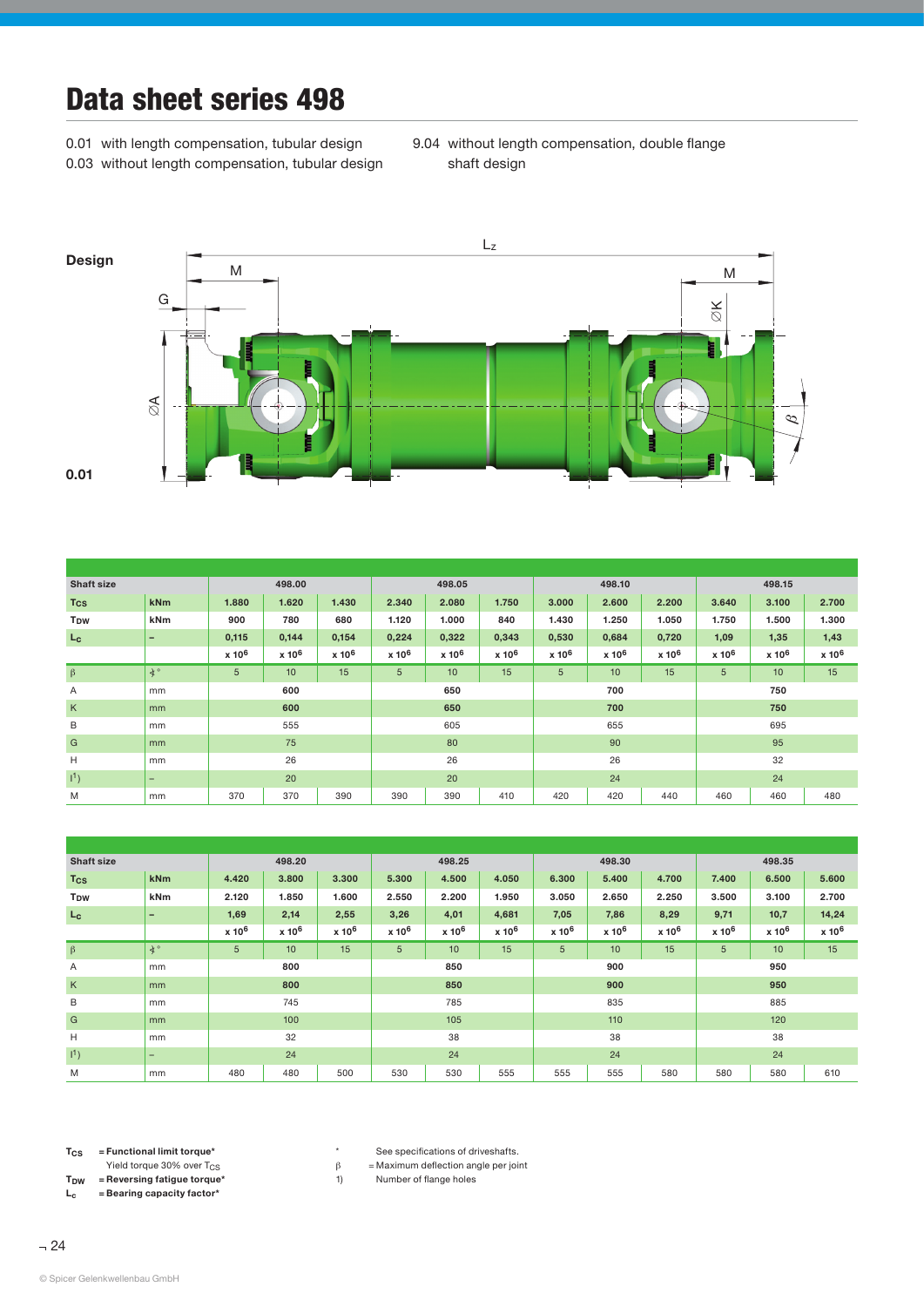# Data sheet series 498

0.01 with length compensation, tubular design
0.03 without length compensation, tubular design

9.04 without length compensation, double flange shaft design

**Design**

0.01

| Shaft size | | 498.00 | | | 498.05 | | | 498.10 | | | 498.15 | | |
|---|---|---|---|---|---|---|---|---|---|---|---|---|---|
| $T_{CS}$ | kNm | 1.880 | 1.620 | 1.430 | 2.340 | 2.080 | 1.750 | 3.000 | 2.600 | 2.200 | 3.640 | 3.100 | 2.700 |
| $T_{DW}$ | kNm | 900 | 780 | 680 | 1.120 | 1.000 | 840 | 1.430 | 1.250 | 1.050 | 1.750 | 1.500 | 1.300 |
| $L_c$ | – | 0,115 | 0,144 | 0,154 | 0,224 | 0,322 | 0,343 | 0,530 | 0,684 | 0,720 | 1,09 | 1,35 | 1,43 |
| | | x $10^6$ | x $10^6$ | x $10^6$ | x $10^6$ | x $10^6$ | x $10^6$ | x $10^6$ | x $10^6$ | x $10^6$ | x $10^6$ | x $10^6$ | x $10^6$ |
| β | ∢° | 5 | 10 | 15 | 5 | 10 | 15 | 5 | 10 | 15 | 5 | 10 | 15 |
| A | mm | | 600 | | | 650 | | | 700 | | | 750 | |
| K | mm | | 600 | | | 650 | | | 700 | | | 750 | |
| B | mm | | 555 | | | 605 | | | 655 | | | 695 | |
| G | mm | | 75 | | | 80 | | | 90 | | | 95 | |
| H | mm | | 26 | | | 26 | | | 26 | | | 32 | |
| I[1]) | – | | 20 | | | 20 | | | 24 | | | 24 | |
| M | mm | 370 | 370 | 390 | 390 | 390 | 410 | 420 | 420 | 440 | 460 | 460 | 480 |

| Shaft size | | 498.20 | | | 498.25 | | | 498.30 | | | 498.35 | | |
|---|---|---|---|---|---|---|---|---|---|---|---|---|---|
| $T_{CS}$ | kNm | 4.420 | 3.800 | 3.300 | 5.300 | 4.500 | 4.050 | 6.300 | 5.400 | 4.700 | 7.400 | 6.500 | 5.600 |
| $T_{DW}$ | kNm | 2.120 | 1.850 | 1.600 | 2.550 | 2.200 | 1.950 | 3.050 | 2.650 | 2.250 | 3.500 | 3.100 | 2.700 |
| $L_c$ | – | 1,69 | 2,14 | 2,55 | 3,26 | 4,01 | 4,681 | 7,05 | 7,86 | 8,29 | 9,71 | 10,7 | 14,24 |
| | | x $10^6$ | x $10^6$ | x $10^6$ | x $10^6$ | x $10^6$ | x $10^6$ | x $10^6$ | x $10^6$ | x $10^6$ | x $10^6$ | x $10^6$ | x $10^6$ |
| β | ∢° | 5 | 10 | 15 | 5 | 10 | 15 | 5 | 10 | 15 | 5 | 10 | 15 |
| A | mm | | 800 | | | 850 | | | 900 | | | 950 | |
| K | mm | | 800 | | | 850 | | | 900 | | | 950 | |
| B | mm | | 745 | | | 785 | | | 835 | | | 885 | |
| G | mm | | 100 | | | 105 | | | 110 | | | 120 | |
| H | mm | | 32 | | | 38 | | | 38 | | | 38 | |
| I[1]) | – | | 24 | | | 24 | | | 24 | | | 24 | |
| M | mm | 480 | 480 | 500 | 530 | 530 | 555 | 555 | 555 | 580 | 580 | 580 | 610 |

$T_{CS}$ = **Functional limit torque***
Yield torque 30% over $T_{CS}$
$T_{DW}$ = **Reversing fatigue torque***
$L_c$ = **Bearing capacity factor***

\* See specifications of driveshafts.
β = Maximum deflection angle per joint
1) Number of flange holes

© Spicer Gelenkwellenbau GmbH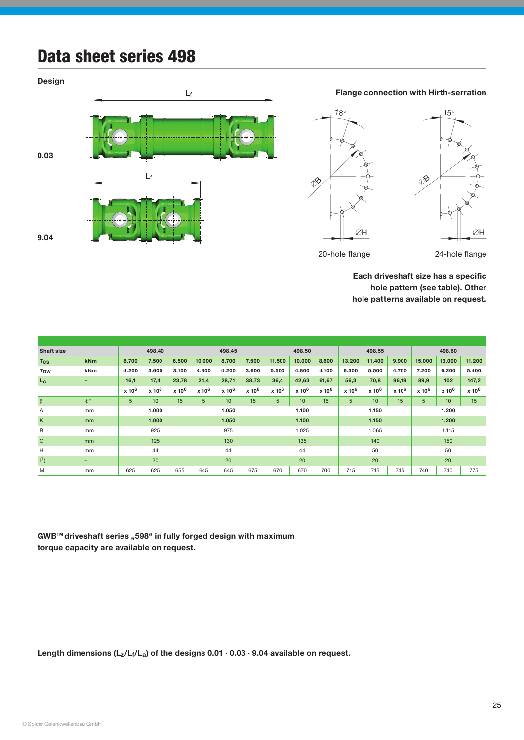# Data sheet series 498

**Design**

0.03

$L_f$

9.04

$L_f$

**Flange connection with Hirth-serration**

18°

15°

∅B

∅H

20-hole flange

24-hole flange

**Each driveshaft size has a specific hole pattern (see table). Other hole patterns available on request.**

| Shaft size | | 498.40 | | | 498.45 | | | 498.50 | | | 498.55 | | | 498.60 | | |
|---|---|---|---|---|---|---|---|---|---|---|---|---|---|---|---|---|
| $T_{CS}$ | kNm | 8.700 | 7.500 | 6.500 | 10.000 | 8.700 | 7.500 | 11.500 | 10.000 | 8.600 | 13.200 | 11.400 | 9.900 | 15.000 | 13.000 | 11.200 |
| $T_{DW}$ | kNm | 4.200 | 3.600 | 3.100 | 4.800 | 4.200 | 3.600 | 5.500 | 4.800 | 4.100 | 6.300 | 5.500 | 4.700 | 7.200 | 6.200 | 5.400 |
| $L_C$ | – | 16,1 | 17,4 | 23,78 | 24,4 | 28,71 | 38,73 | 36,4 | 42,63 | 61,67 | 56,3 | 70,8 | 96,19 | 89,9 | 102 | 147,2 |
| | | $x\ 10^6$ | $x\ 10^6$ | $x\ 10^6$ | $x\ 10^6$ | $x\ 10^6$ | $x\ 10^6$ | $x\ 10^6$ | $x\ 10^6$ | $x\ 10^6$ | $x\ 10^6$ | $x\ 10^6$ | $x\ 10^6$ | $x\ 10^6$ | $x\ 10^6$ | $x\ 10^6$ |
| β | ∢° | 5 | 10 | 15 | 5 | 10 | 15 | 5 | 10 | 15 | 5 | 10 | 15 | 5 | 10 | 15 |
| A | mm | | 1.000 | | | 1.050 | | | 1.100 | | | 1.150 | | | 1.200 | |
| K | mm | | 1.000 | | | 1.050 | | | 1.100 | | | 1.150 | | | 1.200 | |
| B | mm | | 925 | | | 975 | | | 1.025 | | | 1.065 | | | 1.115 | |
| G | mm | | 125 | | | 130 | | | 135 | | | 140 | | | 150 | |
| H | mm | | 44 | | | 44 | | | 44 | | | 50 | | | 50 | |
| I[1]) | – | | 20 | | | 20 | | | 20 | | | 20 | | | 20 | |
| M | mm | 625 | 625 | 655 | 645 | 645 | 675 | 670 | 670 | 700 | 715 | 715 | 745 | 740 | 740 | 775 |

**GWB™ driveshaft series „598“ in fully forged design with maximum torque capacity are available on request.**

**Length dimensions ($L_z$/$L_f$/$L_a$) of the designs 0.01 · 0.03 · 9.04 available on request.**

© Spicer Gelenkwellenbau GmbH